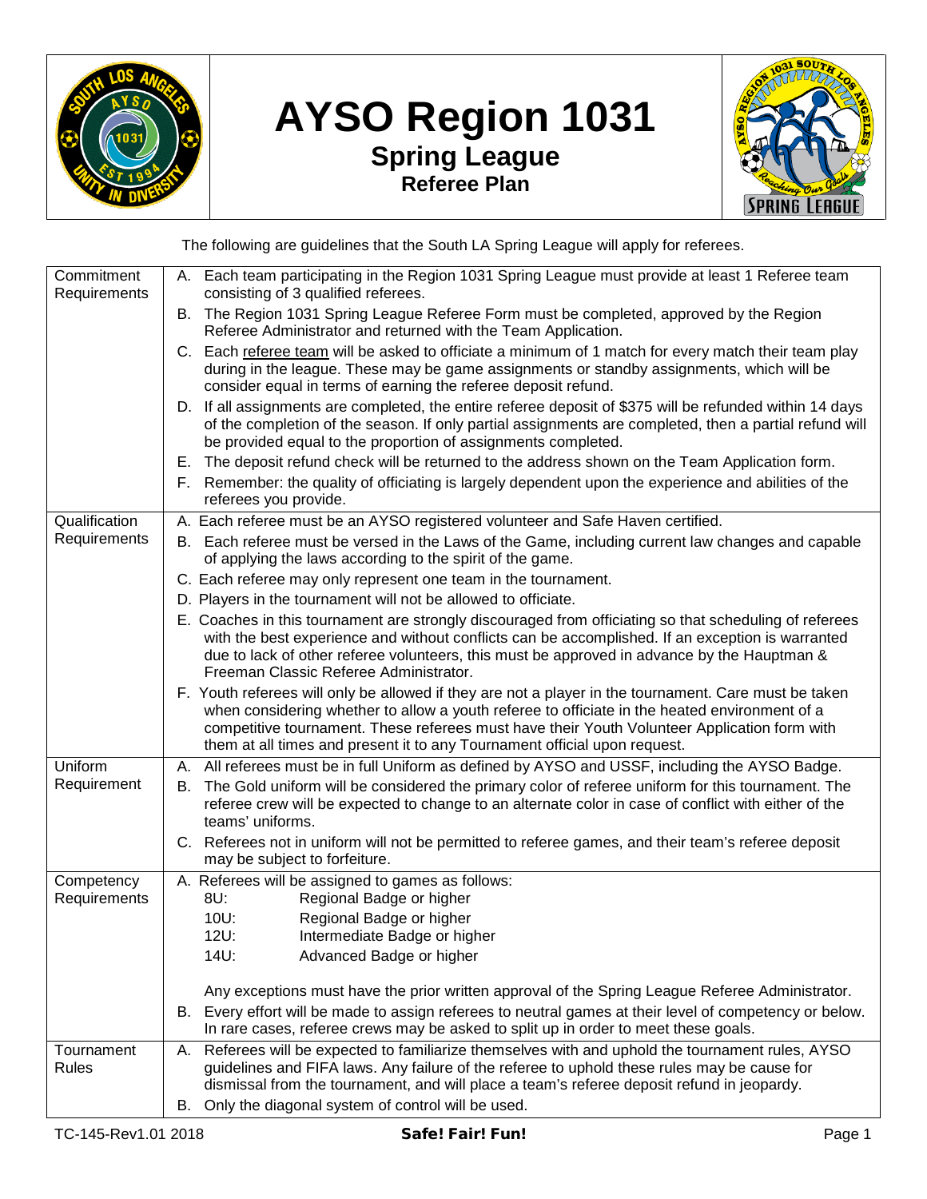# AYSO Region 1031

## Spring League

### Referee Plan

The following are guidelines that the South LA Spring League will apply for referees.

| | |
|---|---|
| Commitment Requirements | A. Each team participating in the Region 1031 Spring League must provide at least 1 Referee team consisting of 3 qualified referees.<br>B. The Region 1031 Spring League Referee Form must be completed, approved by the Region Referee Administrator and returned with the Team Application.<br>C. Each referee team will be asked to officiate a minimum of 1 match for every match their team play during in the league. These may be game assignments or standby assignments, which will be consider equal in terms of earning the referee deposit refund.<br>D. If all assignments are completed, the entire referee deposit of $375 will be refunded within 14 days of the completion of the season. If only partial assignments are completed, then a partial refund will be provided equal to the proportion of assignments completed.<br>E. The deposit refund check will be returned to the address shown on the Team Application form.<br>F. Remember: the quality of officiating is largely dependent upon the experience and abilities of the referees you provide. |
| Qualification Requirements | A. Each referee must be an AYSO registered volunteer and Safe Haven certified.<br>B. Each referee must be versed in the Laws of the Game, including current law changes and capable of applying the laws according to the spirit of the game.<br>C. Each referee may only represent one team in the tournament.<br>D. Players in the tournament will not be allowed to officiate.<br>E. Coaches in this tournament are strongly discouraged from officiating so that scheduling of referees with the best experience and without conflicts can be accomplished. If an exception is warranted due to lack of other referee volunteers, this must be approved in advance by the Hauptman & Freeman Classic Referee Administrator.<br>F. Youth referees will only be allowed if they are not a player in the tournament. Care must be taken when considering whether to allow a youth referee to officiate in the heated environment of a competitive tournament. These referees must have their Youth Volunteer Application form with them at all times and present it to any Tournament official upon request. |
| Uniform Requirement | A. All referees must be in full Uniform as defined by AYSO and USSF, including the AYSO Badge.<br>B. The Gold uniform will be considered the primary color of referee uniform for this tournament. The referee crew will be expected to change to an alternate color in case of conflict with either of the teams' uniforms.<br>C. Referees not in uniform will not be permitted to referee games, and their team's referee deposit may be subject to forfeiture. |
| Competency Requirements | A. Referees will be assigned to games as follows:<br>8U: Regional Badge or higher<br>10U: Regional Badge or higher<br>12U: Intermediate Badge or higher<br>14U: Advanced Badge or higher<br><br>Any exceptions must have the prior written approval of the Spring League Referee Administrator.<br>B. Every effort will be made to assign referees to neutral games at their level of competency or below. In rare cases, referee crews may be asked to split up in order to meet these goals. |
| Tournament Rules | A. Referees will be expected to familiarize themselves with and uphold the tournament rules, AYSO guidelines and FIFA laws. Any failure of the referee to uphold these rules may be cause for dismissal from the tournament, and will place a team's referee deposit refund in jeopardy.<br>B. Only the diagonal system of control will be used. |

TC-145-Rev1.01 2018 **Safe! Fair! Fun!**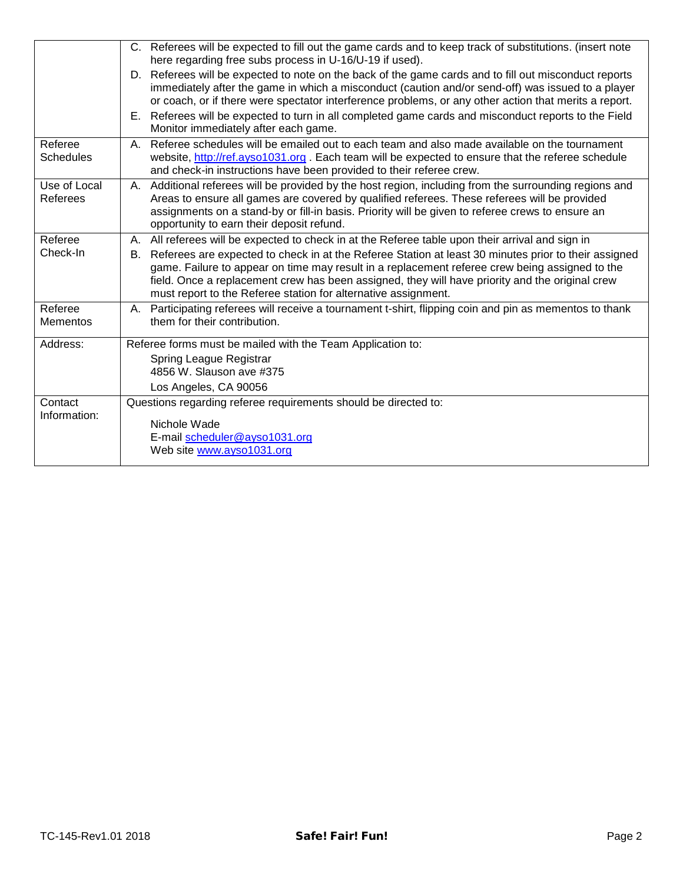| | |
|---|---|
| | C. Referees will be expected to fill out the game cards and to keep track of substitutions. (insert note here regarding free subs process in U-16/U-19 if used).<br>D. Referees will be expected to note on the back of the game cards and to fill out misconduct reports immediately after the game in which a misconduct (caution and/or send-off) was issued to a player or coach, or if there were spectator interference problems, or any other action that merits a report.<br>E. Referees will be expected to turn in all completed game cards and misconduct reports to the Field Monitor immediately after each game. |
| Referee Schedules | A. Referee schedules will be emailed out to each team and also made available on the tournament website, http://ref.ayso1031.org . Each team will be expected to ensure that the referee schedule and check-in instructions have been provided to their referee crew. |
| Use of Local Referees | A. Additional referees will be provided by the host region, including from the surrounding regions and Areas to ensure all games are covered by qualified referees. These referees will be provided assignments on a stand-by or fill-in basis. Priority will be given to referee crews to ensure an opportunity to earn their deposit refund. |
| Referee Check-In | A. All referees will be expected to check in at the Referee table upon their arrival and sign in<br>B. Referees are expected to check in at the Referee Station at least 30 minutes prior to their assigned game. Failure to appear on time may result in a replacement referee crew being assigned to the field. Once a replacement crew has been assigned, they will have priority and the original crew must report to the Referee station for alternative assignment. |
| Referee Mementos | A. Participating referees will receive a tournament t-shirt, flipping coin and pin as mementos to thank them for their contribution. |
| Address: | Referee forms must be mailed with the Team Application to:<br>Spring League Registrar<br>4856 W. Slauson ave #375<br>Los Angeles, CA 90056 |
| Contact Information: | Questions regarding referee requirements should be directed to:<br>Nichole Wade<br>E-mail scheduler@ayso1031.org<br>Web site www.ayso1031.org |

TC-145-Rev1.01 2018 **Safe! Fair! Fun!**